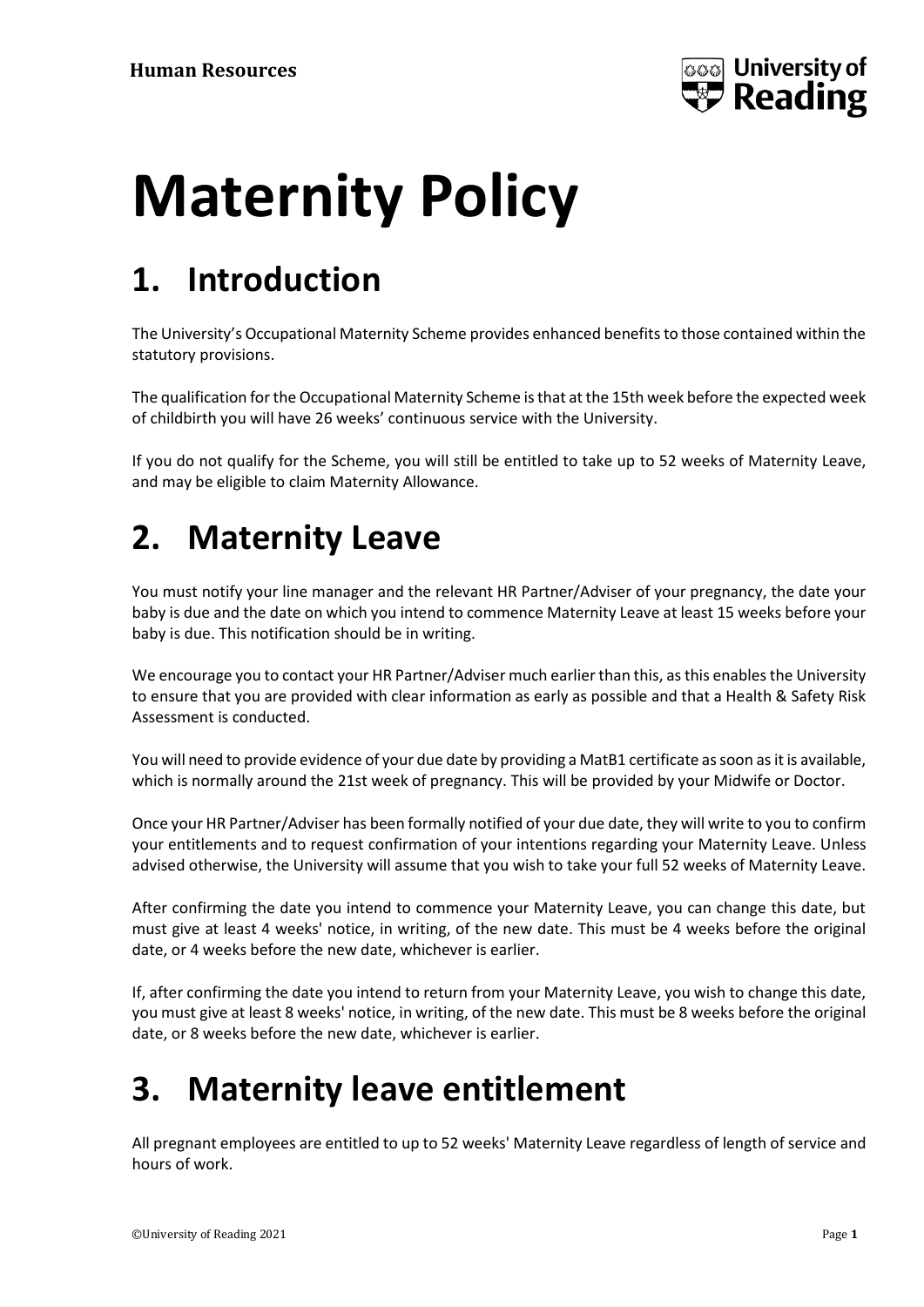# Maternity Policy

## 1. Introduction

The University's Occupational Maternity Scheme provides enhanced benefits to those contained within the statutory provisions.

The qualification for the Occupational Maternity Scheme is that at the 15th week before the expected week of childbirth you will have 26 weeks' continuous service with the University.

If you do not qualify for the Scheme, you will still be entitled to take up to 52 weeks of Maternity Leave, and may be eligible to claim Maternity Allowance.

## 2. Maternity Leave

You must notify your line manager and the relevant HR Partner/Adviser of your pregnancy, the date your baby is due and the date on which you intend to commence Maternity Leave at least 15 weeks before your baby is due. This notification should be in writing.

We encourage you to contact your HR Partner/Adviser much earlier than this, as this enables the University to ensure that you are provided with clear information as early as possible and that a Health & Safety Risk Assessment is conducted.

You will need to provide evidence of your due date by providing a MatB1 certificate as soon as it is available, which is normally around the 21st week of pregnancy. This will be provided by your Midwife or Doctor.

Once your HR Partner/Adviser has been formally notified of your due date, they will write to you to confirm your entitlements and to request confirmation of your intentions regarding your Maternity Leave. Unless advised otherwise, the University will assume that you wish to take your full 52 weeks of Maternity Leave.

After confirming the date you intend to commence your Maternity Leave, you can change this date, but must give at least 4 weeks' notice, in writing, of the new date. This must be 4 weeks before the original date, or 4 weeks before the new date, whichever is earlier.

If, after confirming the date you intend to return from your Maternity Leave, you wish to change this date, you must give at least 8 weeks' notice, in writing, of the new date. This must be 8 weeks before the original date, or 8 weeks before the new date, whichever is earlier.

## 3. Maternity leave entitlement

All pregnant employees are entitled to up to 52 weeks' Maternity Leave regardless of length of service and hours of work.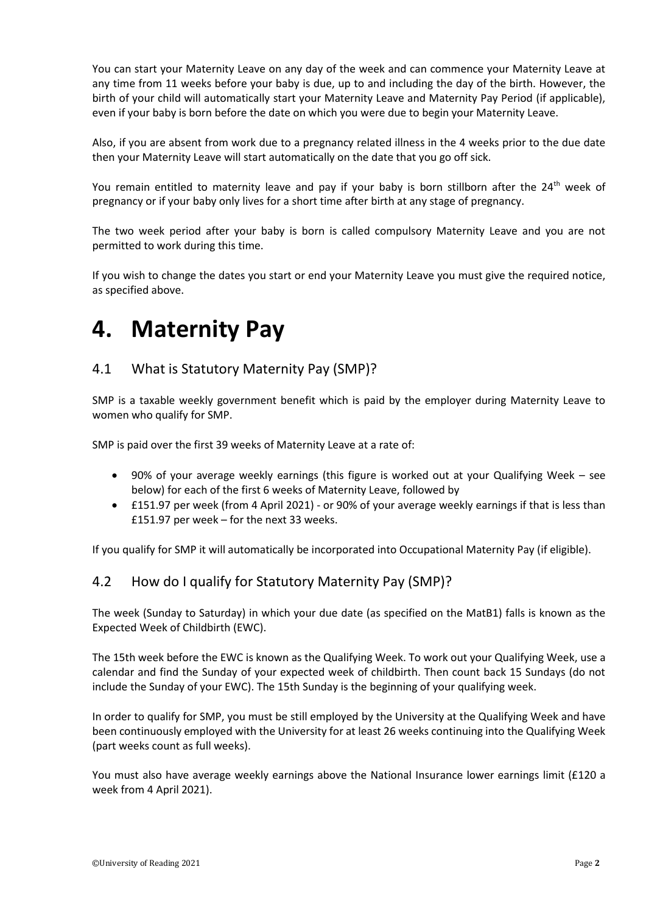You can start your Maternity Leave on any day of the week and can commence your Maternity Leave at any time from 11 weeks before your baby is due, up to and including the day of the birth. However, the birth of your child will automatically start your Maternity Leave and Maternity Pay Period (if applicable), even if your baby is born before the date on which you were due to begin your Maternity Leave.

Also, if you are absent from work due to a pregnancy related illness in the 4 weeks prior to the due date then your Maternity Leave will start automatically on the date that you go off sick.

You remain entitled to maternity leave and pay if your baby is born stillborn after the 24th week of pregnancy or if your baby only lives for a short time after birth at any stage of pregnancy.

The two week period after your baby is born is called compulsory Maternity Leave and you are not permitted to work during this time.

If you wish to change the dates you start or end your Maternity Leave you must give the required notice, as specified above.

# 4. Maternity Pay

## 4.1 What is Statutory Maternity Pay (SMP)?

SMP is a taxable weekly government benefit which is paid by the employer during Maternity Leave to women who qualify for SMP.

SMP is paid over the first 39 weeks of Maternity Leave at a rate of:

- 90% of your average weekly earnings (this figure is worked out at your Qualifying Week – see below) for each of the first 6 weeks of Maternity Leave, followed by
- £151.97 per week (from 4 April 2021) - or 90% of your average weekly earnings if that is less than £151.97 per week – for the next 33 weeks.

If you qualify for SMP it will automatically be incorporated into Occupational Maternity Pay (if eligible).

## 4.2 How do I qualify for Statutory Maternity Pay (SMP)?

The week (Sunday to Saturday) in which your due date (as specified on the MatB1) falls is known as the Expected Week of Childbirth (EWC).

The 15th week before the EWC is known as the Qualifying Week. To work out your Qualifying Week, use a calendar and find the Sunday of your expected week of childbirth. Then count back 15 Sundays (do not include the Sunday of your EWC). The 15th Sunday is the beginning of your qualifying week.

In order to qualify for SMP, you must be still employed by the University at the Qualifying Week and have been continuously employed with the University for at least 26 weeks continuing into the Qualifying Week (part weeks count as full weeks).

You must also have average weekly earnings above the National Insurance lower earnings limit (£120 a week from 4 April 2021).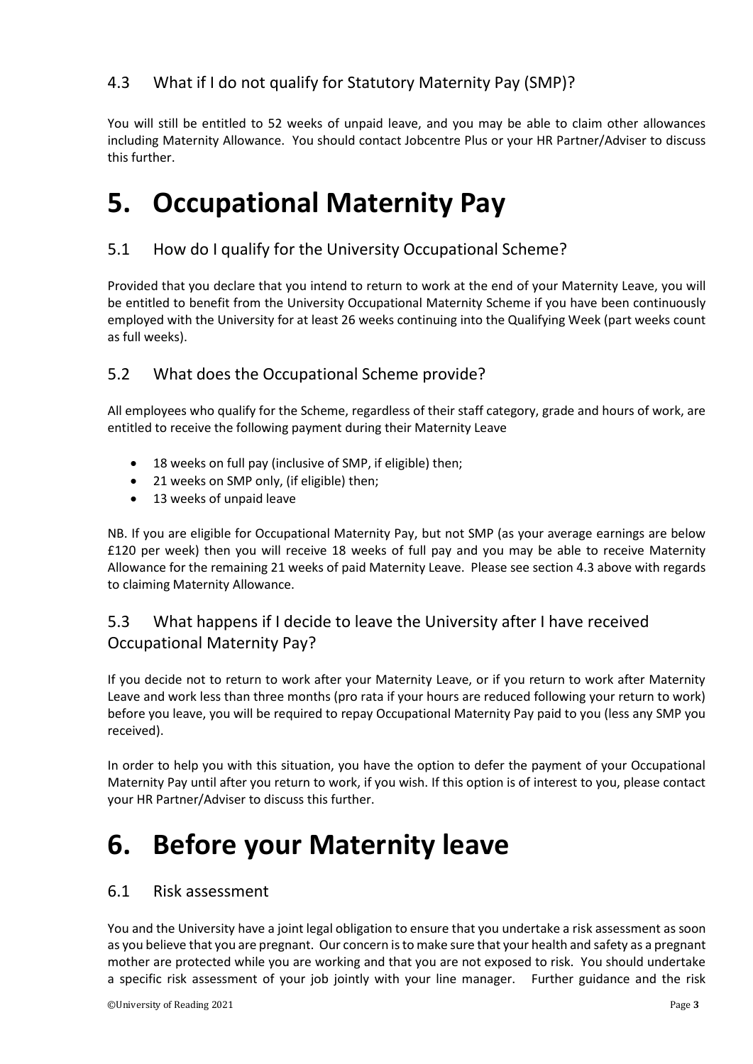### 4.3 What if I do not qualify for Statutory Maternity Pay (SMP)?

You will still be entitled to 52 weeks of unpaid leave, and you may be able to claim other allowances including Maternity Allowance. You should contact Jobcentre Plus or your HR Partner/Adviser to discuss this further.

# 5. Occupational Maternity Pay

### 5.1 How do I qualify for the University Occupational Scheme?

Provided that you declare that you intend to return to work at the end of your Maternity Leave, you will be entitled to benefit from the University Occupational Maternity Scheme if you have been continuously employed with the University for at least 26 weeks continuing into the Qualifying Week (part weeks count as full weeks).

### 5.2 What does the Occupational Scheme provide?

All employees who qualify for the Scheme, regardless of their staff category, grade and hours of work, are entitled to receive the following payment during their Maternity Leave

- 18 weeks on full pay (inclusive of SMP, if eligible) then;
- 21 weeks on SMP only, (if eligible) then;
- 13 weeks of unpaid leave

NB. If you are eligible for Occupational Maternity Pay, but not SMP (as your average earnings are below £120 per week) then you will receive 18 weeks of full pay and you may be able to receive Maternity Allowance for the remaining 21 weeks of paid Maternity Leave. Please see section 4.3 above with regards to claiming Maternity Allowance.

### 5.3 What happens if I decide to leave the University after I have received Occupational Maternity Pay?

If you decide not to return to work after your Maternity Leave, or if you return to work after Maternity Leave and work less than three months (pro rata if your hours are reduced following your return to work) before you leave, you will be required to repay Occupational Maternity Pay paid to you (less any SMP you received).

In order to help you with this situation, you have the option to defer the payment of your Occupational Maternity Pay until after you return to work, if you wish. If this option is of interest to you, please contact your HR Partner/Adviser to discuss this further.

# 6. Before your Maternity leave

### 6.1 Risk assessment

You and the University have a joint legal obligation to ensure that you undertake a risk assessment as soon as you believe that you are pregnant. Our concern is to make sure that your health and safety as a pregnant mother are protected while you are working and that you are not exposed to risk. You should undertake a specific risk assessment of your job jointly with your line manager. Further guidance and the risk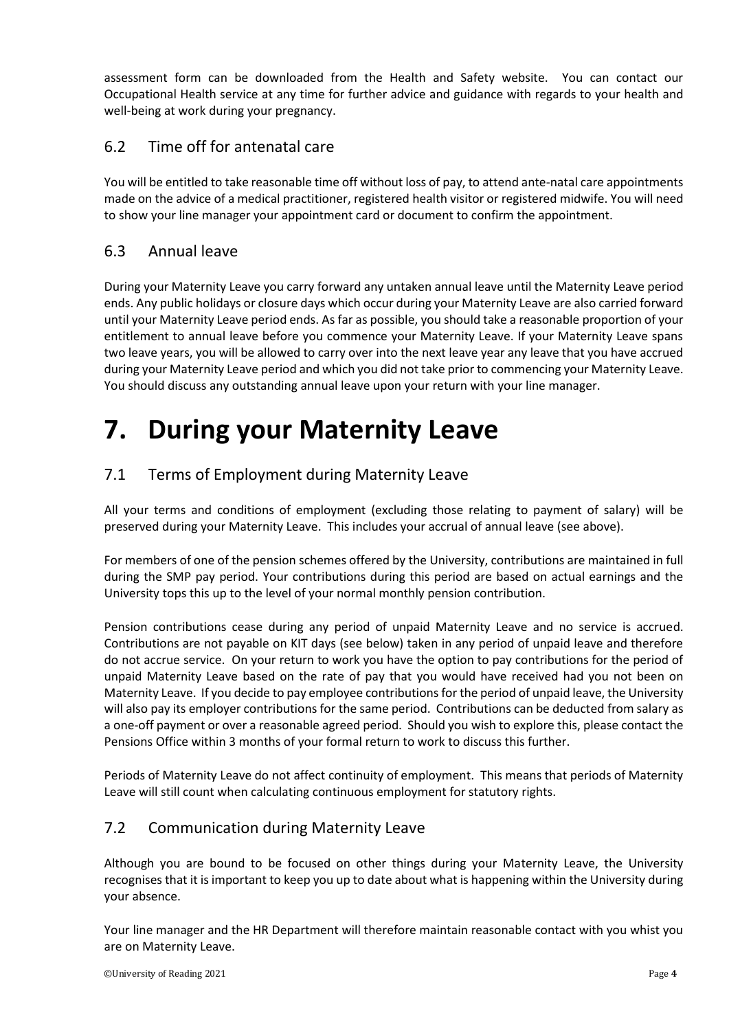assessment form can be downloaded from the Health and Safety website. You can contact our Occupational Health service at any time for further advice and guidance with regards to your health and well-being at work during your pregnancy.

## 6.2 Time off for antenatal care

You will be entitled to take reasonable time off without loss of pay, to attend ante-natal care appointments made on the advice of a medical practitioner, registered health visitor or registered midwife. You will need to show your line manager your appointment card or document to confirm the appointment.

## 6.3 Annual leave

During your Maternity Leave you carry forward any untaken annual leave until the Maternity Leave period ends. Any public holidays or closure days which occur during your Maternity Leave are also carried forward until your Maternity Leave period ends. As far as possible, you should take a reasonable proportion of your entitlement to annual leave before you commence your Maternity Leave. If your Maternity Leave spans two leave years, you will be allowed to carry over into the next leave year any leave that you have accrued during your Maternity Leave period and which you did not take prior to commencing your Maternity Leave. You should discuss any outstanding annual leave upon your return with your line manager.

# 7. During your Maternity Leave

## 7.1 Terms of Employment during Maternity Leave

All your terms and conditions of employment (excluding those relating to payment of salary) will be preserved during your Maternity Leave. This includes your accrual of annual leave (see above).

For members of one of the pension schemes offered by the University, contributions are maintained in full during the SMP pay period. Your contributions during this period are based on actual earnings and the University tops this up to the level of your normal monthly pension contribution.

Pension contributions cease during any period of unpaid Maternity Leave and no service is accrued. Contributions are not payable on KIT days (see below) taken in any period of unpaid leave and therefore do not accrue service. On your return to work you have the option to pay contributions for the period of unpaid Maternity Leave based on the rate of pay that you would have received had you not been on Maternity Leave. If you decide to pay employee contributions for the period of unpaid leave, the University will also pay its employer contributions for the same period. Contributions can be deducted from salary as a one-off payment or over a reasonable agreed period. Should you wish to explore this, please contact the Pensions Office within 3 months of your formal return to work to discuss this further.

Periods of Maternity Leave do not affect continuity of employment. This means that periods of Maternity Leave will still count when calculating continuous employment for statutory rights.

## 7.2 Communication during Maternity Leave

Although you are bound to be focused on other things during your Maternity Leave, the University recognises that it is important to keep you up to date about what is happening within the University during your absence.

Your line manager and the HR Department will therefore maintain reasonable contact with you whist you are on Maternity Leave.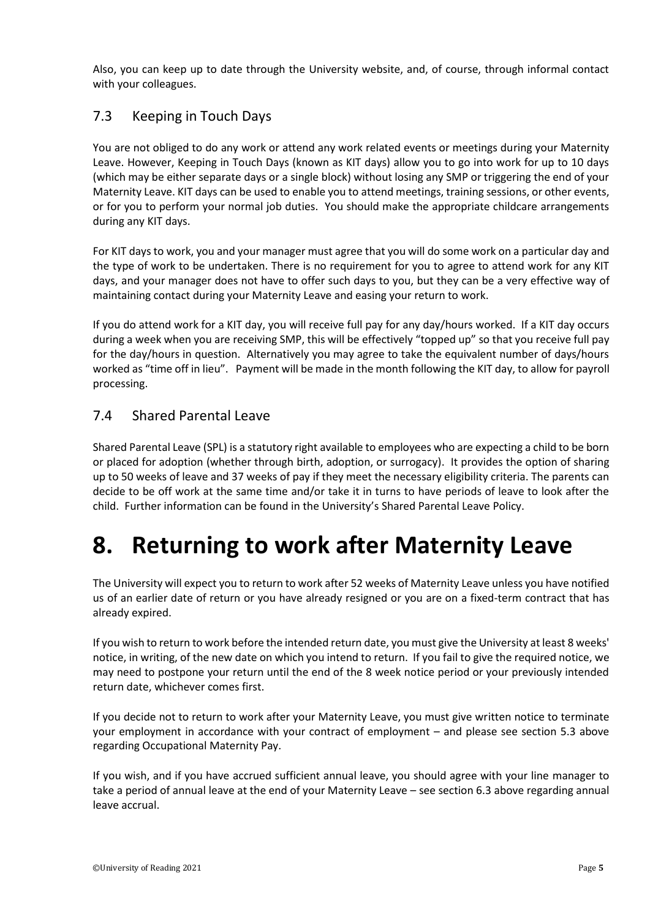Also, you can keep up to date through the University website, and, of course, through informal contact with your colleagues.

## 7.3 Keeping in Touch Days

You are not obliged to do any work or attend any work related events or meetings during your Maternity Leave. However, Keeping in Touch Days (known as KIT days) allow you to go into work for up to 10 days (which may be either separate days or a single block) without losing any SMP or triggering the end of your Maternity Leave. KIT days can be used to enable you to attend meetings, training sessions, or other events, or for you to perform your normal job duties. You should make the appropriate childcare arrangements during any KIT days.

For KIT days to work, you and your manager must agree that you will do some work on a particular day and the type of work to be undertaken. There is no requirement for you to agree to attend work for any KIT days, and your manager does not have to offer such days to you, but they can be a very effective way of maintaining contact during your Maternity Leave and easing your return to work.

If you do attend work for a KIT day, you will receive full pay for any day/hours worked. If a KIT day occurs during a week when you are receiving SMP, this will be effectively "topped up" so that you receive full pay for the day/hours in question. Alternatively you may agree to take the equivalent number of days/hours worked as "time off in lieu". Payment will be made in the month following the KIT day, to allow for payroll processing.

## 7.4 Shared Parental Leave

Shared Parental Leave (SPL) is a statutory right available to employees who are expecting a child to be born or placed for adoption (whether through birth, adoption, or surrogacy). It provides the option of sharing up to 50 weeks of leave and 37 weeks of pay if they meet the necessary eligibility criteria. The parents can decide to be off work at the same time and/or take it in turns to have periods of leave to look after the child. Further information can be found in the University's Shared Parental Leave Policy.

# 8. Returning to work after Maternity Leave

The University will expect you to return to work after 52 weeks of Maternity Leave unless you have notified us of an earlier date of return or you have already resigned or you are on a fixed-term contract that has already expired.

If you wish to return to work before the intended return date, you must give the University at least 8 weeks' notice, in writing, of the new date on which you intend to return. If you fail to give the required notice, we may need to postpone your return until the end of the 8 week notice period or your previously intended return date, whichever comes first.

If you decide not to return to work after your Maternity Leave, you must give written notice to terminate your employment in accordance with your contract of employment – and please see section 5.3 above regarding Occupational Maternity Pay.

If you wish, and if you have accrued sufficient annual leave, you should agree with your line manager to take a period of annual leave at the end of your Maternity Leave – see section 6.3 above regarding annual leave accrual.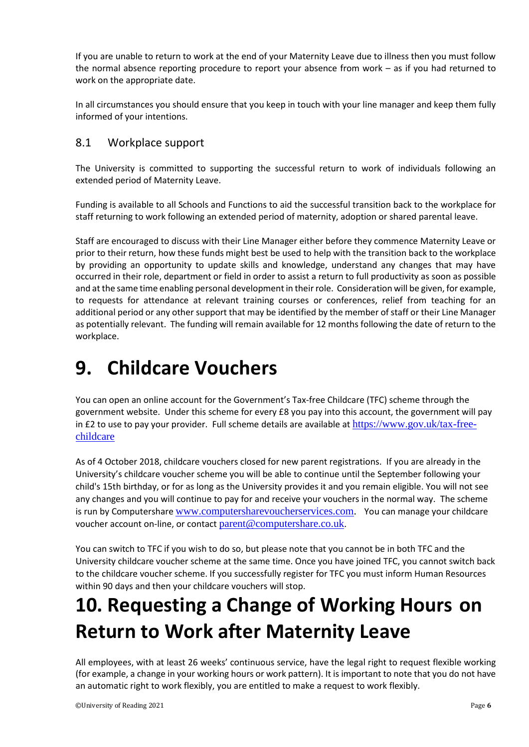If you are unable to return to work at the end of your Maternity Leave due to illness then you must follow the normal absence reporting procedure to report your absence from work – as if you had returned to work on the appropriate date.

In all circumstances you should ensure that you keep in touch with your line manager and keep them fully informed of your intentions.

### 8.1 Workplace support

The University is committed to supporting the successful return to work of individuals following an extended period of Maternity Leave.

Funding is available to all Schools and Functions to aid the successful transition back to the workplace for staff returning to work following an extended period of maternity, adoption or shared parental leave.

Staff are encouraged to discuss with their Line Manager either before they commence Maternity Leave or prior to their return, how these funds might best be used to help with the transition back to the workplace by providing an opportunity to update skills and knowledge, understand any changes that may have occurred in their role, department or field in order to assist a return to full productivity as soon as possible and at the same time enabling personal development in their role. Consideration will be given, for example, to requests for attendance at relevant training courses or conferences, relief from teaching for an additional period or any other support that may be identified by the member of staff or their Line Manager as potentially relevant. The funding will remain available for 12 months following the date of return to the workplace.

# 9. Childcare Vouchers

You can open an online account for the Government's Tax-free Childcare (TFC) scheme through the government website. Under this scheme for every £8 you pay into this account, the government will pay in £2 to use to pay your provider. Full scheme details are available at https://www.gov.uk/tax-free-childcare

As of 4 October 2018, childcare vouchers closed for new parent registrations. If you are already in the University's childcare voucher scheme you will be able to continue until the September following your child's 15th birthday, or for as long as the University provides it and you remain eligible. You will not see any changes and you will continue to pay for and receive your vouchers in the normal way. The scheme is run by Computershare www.computersharevoucherservices.com. You can manage your childcare voucher account on-line, or contact parent@computershare.co.uk.

You can switch to TFC if you wish to do so, but please note that you cannot be in both TFC and the University childcare voucher scheme at the same time. Once you have joined TFC, you cannot switch back to the childcare voucher scheme. If you successfully register for TFC you must inform Human Resources within 90 days and then your childcare vouchers will stop.

# 10. Requesting a Change of Working Hours on Return to Work after Maternity Leave

All employees, with at least 26 weeks' continuous service, have the legal right to request flexible working (for example, a change in your working hours or work pattern). It is important to note that you do not have an automatic right to work flexibly, you are entitled to make a request to work flexibly.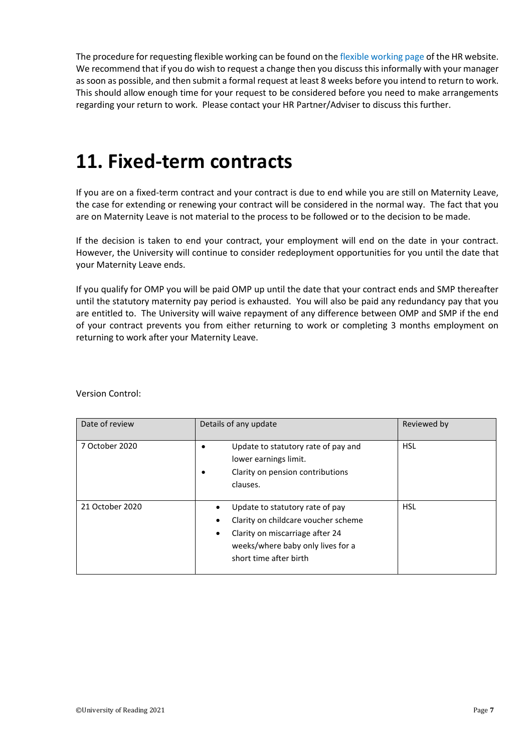The procedure for requesting flexible working can be found on the flexible working page of the HR website. We recommend that if you do wish to request a change then you discuss this informally with your manager as soon as possible, and then submit a formal request at least 8 weeks before you intend to return to work. This should allow enough time for your request to be considered before you need to make arrangements regarding your return to work. Please contact your HR Partner/Adviser to discuss this further.

# 11. Fixed-term contracts

If you are on a fixed-term contract and your contract is due to end while you are still on Maternity Leave, the case for extending or renewing your contract will be considered in the normal way. The fact that you are on Maternity Leave is not material to the process to be followed or to the decision to be made.

If the decision is taken to end your contract, your employment will end on the date in your contract. However, the University will continue to consider redeployment opportunities for you until the date that your Maternity Leave ends.

If you qualify for OMP you will be paid OMP up until the date that your contract ends and SMP thereafter until the statutory maternity pay period is exhausted. You will also be paid any redundancy pay that you are entitled to. The University will waive repayment of any difference between OMP and SMP if the end of your contract prevents you from either returning to work or completing 3 months employment on returning to work after your Maternity Leave.

Version Control:

| Date of review | Details of any update | Reviewed by |
|---|---|---|
| 7 October 2020 | • Update to statutory rate of pay and lower earnings limit.<br>• Clarity on pension contributions clauses. | HSL |
| 21 October 2020 | • Update to statutory rate of pay<br>• Clarity on childcare voucher scheme<br>• Clarity on miscarriage after 24 weeks/where baby only lives for a short time after birth | HSL |

©University of Reading 2021